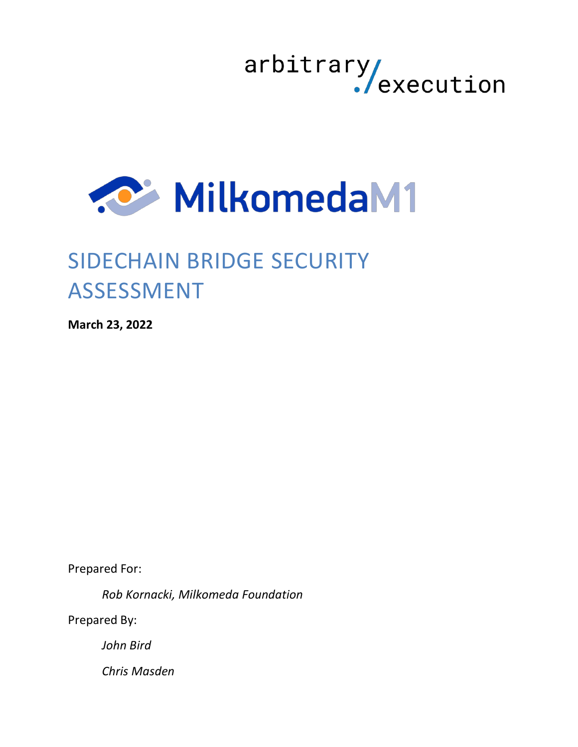arbitrary./execution

MilkomedaM1

# SIDECHAIN BRIDGE SECURITY ASSESSMENT

**March 23, 2022**

Prepared For:

*Rob Kornacki, Milkomeda Foundation*

Prepared By:

*John Bird*

*Chris Masden*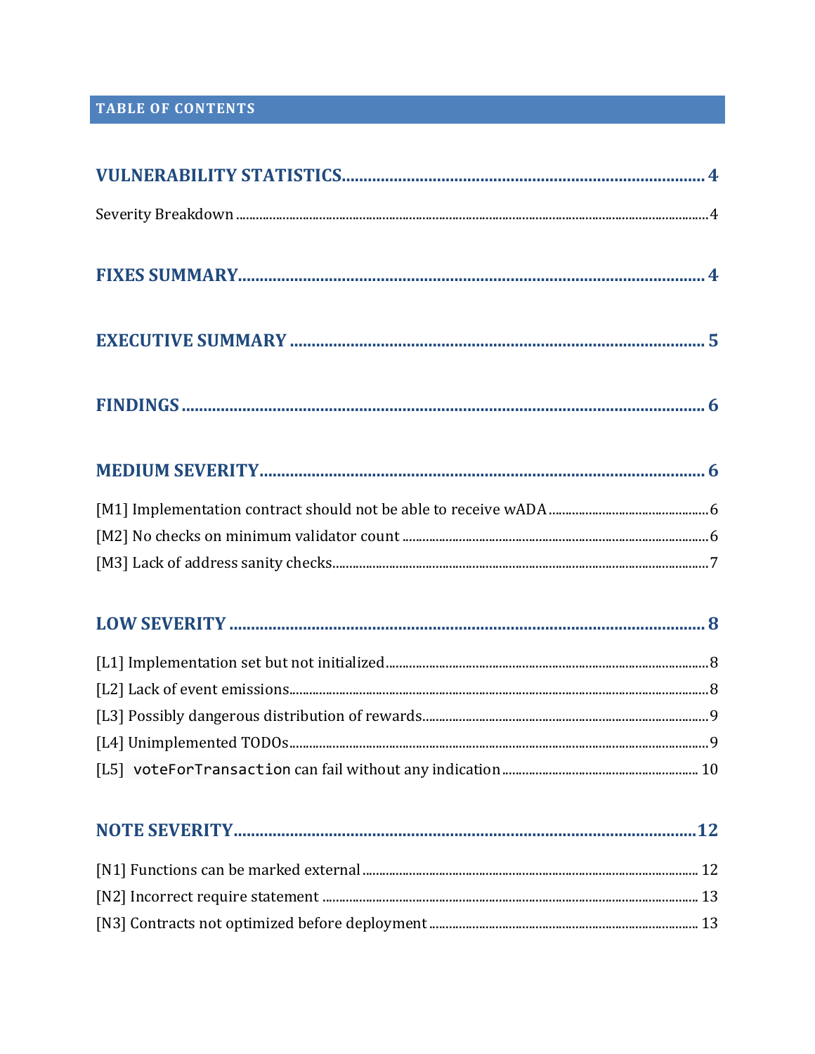## TABLE OF CONTENTS

**VULNERABILITY STATISTICS** .......... 4

Severity Breakdown .......... 4

**FIXES SUMMARY** .......... 4

**EXECUTIVE SUMMARY** .......... 5

**FINDINGS** .......... 6

**MEDIUM SEVERITY** .......... 6

[M1] Implementation contract should not be able to receive wADA .......... 6

[M2] No checks on minimum validator count .......... 6

[M3] Lack of address sanity checks .......... 7

**LOW SEVERITY** .......... 8

[L1] Implementation set but not initialized .......... 8

[L2] Lack of event emissions .......... 8

[L3] Possibly dangerous distribution of rewards .......... 9

[L4] Unimplemented TODOs .......... 9

[L5] `voteForTransaction` can fail without any indication .......... 10

**NOTE SEVERITY** .......... 12

[N1] Functions can be marked external .......... 12

[N2] Incorrect require statement .......... 13

[N3] Contracts not optimized before deployment .......... 13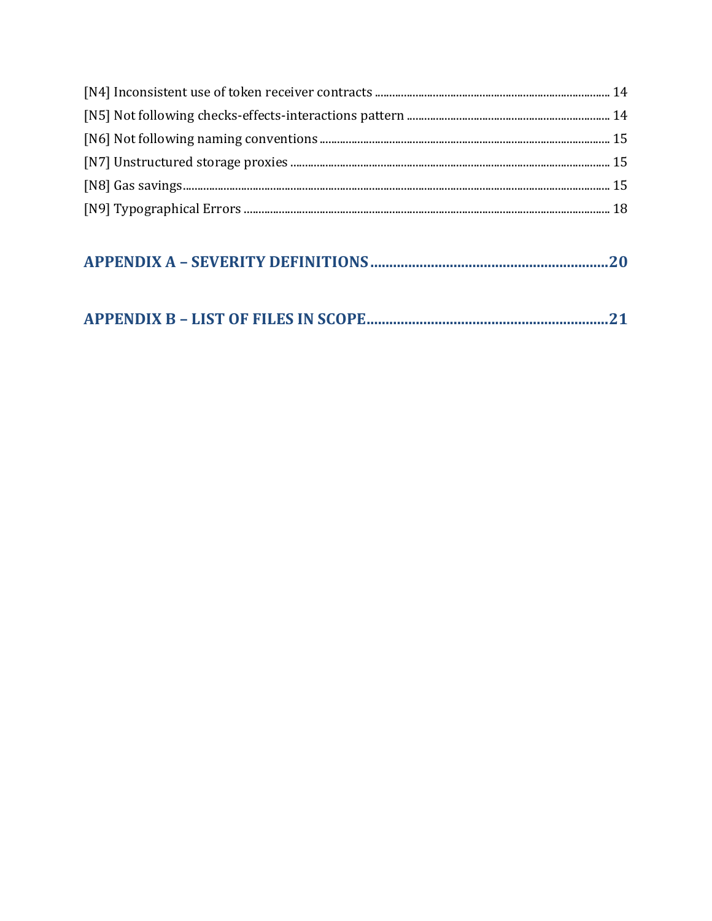[N4] Inconsistent use of token receiver contracts ........ 14
[N5] Not following checks-effects-interactions pattern ........ 14
[N6] Not following naming conventions ........ 15
[N7] Unstructured storage proxies ........ 15
[N8] Gas savings ........ 15
[N9] Typographical Errors ........ 18

**APPENDIX A – SEVERITY DEFINITIONS ........ 20**

**APPENDIX B – LIST OF FILES IN SCOPE ........ 21**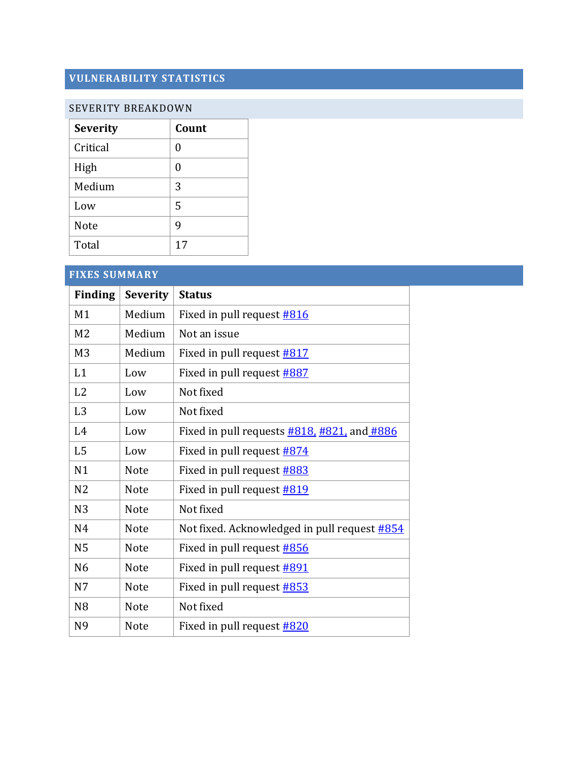## VULNERABILITY STATISTICS

### SEVERITY BREAKDOWN

| Severity | Count |
| --- | --- |
| Critical | 0 |
| High | 0 |
| Medium | 3 |
| Low | 5 |
| Note | 9 |
| Total | 17 |

## FIXES SUMMARY

| Finding | Severity | Status |
| --- | --- | --- |
| M1 | Medium | Fixed in pull request #816 |
| M2 | Medium | Not an issue |
| M3 | Medium | Fixed in pull request #817 |
| L1 | Low | Fixed in pull request #887 |
| L2 | Low | Not fixed |
| L3 | Low | Not fixed |
| L4 | Low | Fixed in pull requests #818, #821, and #886 |
| L5 | Low | Fixed in pull request #874 |
| N1 | Note | Fixed in pull request #883 |
| N2 | Note | Fixed in pull request #819 |
| N3 | Note | Not fixed |
| N4 | Note | Not fixed. Acknowledged in pull request #854 |
| N5 | Note | Fixed in pull request #856 |
| N6 | Note | Fixed in pull request #891 |
| N7 | Note | Fixed in pull request #853 |
| N8 | Note | Not fixed |
| N9 | Note | Fixed in pull request #820 |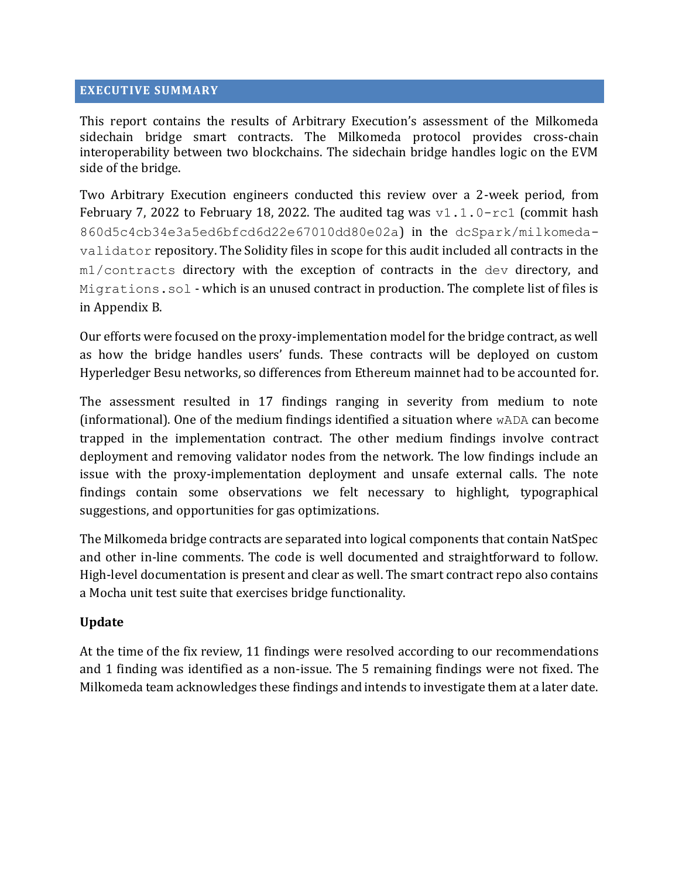## EXECUTIVE SUMMARY

This report contains the results of Arbitrary Execution's assessment of the Milkomeda sidechain bridge smart contracts. The Milkomeda protocol provides cross-chain interoperability between two blockchains. The sidechain bridge handles logic on the EVM side of the bridge.

Two Arbitrary Execution engineers conducted this review over a 2-week period, from February 7, 2022 to February 18, 2022. The audited tag was `v1.1.0-rc1` (commit hash `860d5c4cb34e3a5ed6bfcd6d22e67010dd80e02a`) in the `dcSpark/milkomeda-validator` repository. The Solidity files in scope for this audit included all contracts in the `m1/contracts` directory with the exception of contracts in the `dev` directory, and `Migrations.sol` - which is an unused contract in production. The complete list of files is in Appendix B.

Our efforts were focused on the proxy-implementation model for the bridge contract, as well as how the bridge handles users' funds. These contracts will be deployed on custom Hyperledger Besu networks, so differences from Ethereum mainnet had to be accounted for.

The assessment resulted in 17 findings ranging in severity from medium to note (informational). One of the medium findings identified a situation where `wADA` can become trapped in the implementation contract. The other medium findings involve contract deployment and removing validator nodes from the network. The low findings include an issue with the proxy-implementation deployment and unsafe external calls. The note findings contain some observations we felt necessary to highlight, typographical suggestions, and opportunities for gas optimizations.

The Milkomeda bridge contracts are separated into logical components that contain NatSpec and other in-line comments. The code is well documented and straightforward to follow. High-level documentation is present and clear as well. The smart contract repo also contains a Mocha unit test suite that exercises bridge functionality.

### Update

At the time of the fix review, 11 findings were resolved according to our recommendations and 1 finding was identified as a non-issue. The 5 remaining findings were not fixed. The Milkomeda team acknowledges these findings and intends to investigate them at a later date.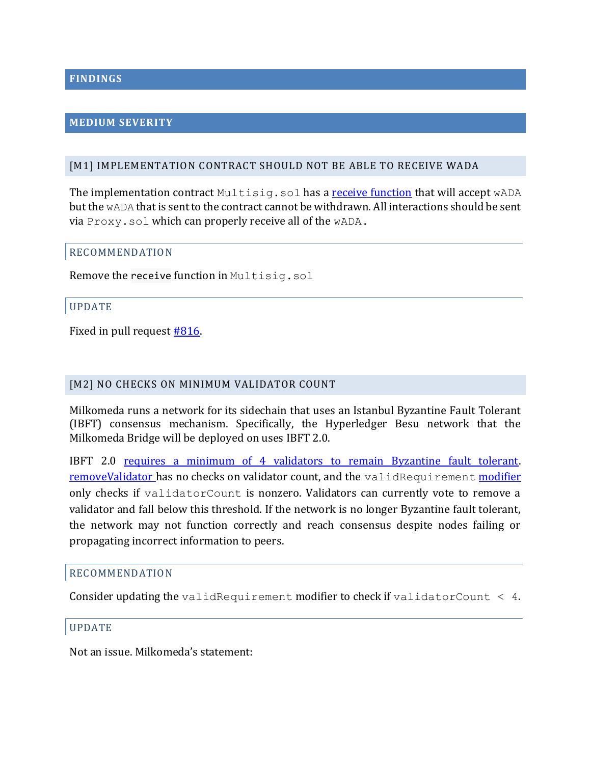## FINDINGS

## MEDIUM SEVERITY

### [M1] IMPLEMENTATION CONTRACT SHOULD NOT BE ABLE TO RECEIVE WADA

The implementation contract `Multisig.sol` has a receive function that will accept `wADA` but the `wADA` that is sent to the contract cannot be withdrawn. All interactions should be sent via `Proxy.sol` which can properly receive all of the `wADA`.

#### RECOMMENDATION

Remove the `receive` function in `Multisig.sol`

#### UPDATE

Fixed in pull request #816.

### [M2] NO CHECKS ON MINIMUM VALIDATOR COUNT

Milkomeda runs a network for its sidechain that uses an Istanbul Byzantine Fault Tolerant (IBFT) consensus mechanism. Specifically, the Hyperledger Besu network that the Milkomeda Bridge will be deployed on uses IBFT 2.0.

IBFT 2.0 requires a minimum of 4 validators to remain Byzantine fault tolerant. removeValidator has no checks on validator count, and the `validRequirement` modifier only checks if `validatorCount` is nonzero. Validators can currently vote to remove a validator and fall below this threshold. If the network is no longer Byzantine fault tolerant, the network may not function correctly and reach consensus despite nodes failing or propagating incorrect information to peers.

#### RECOMMENDATION

Consider updating the `validRequirement` modifier to check if `validatorCount < 4`.

#### UPDATE

Not an issue. Milkomeda's statement: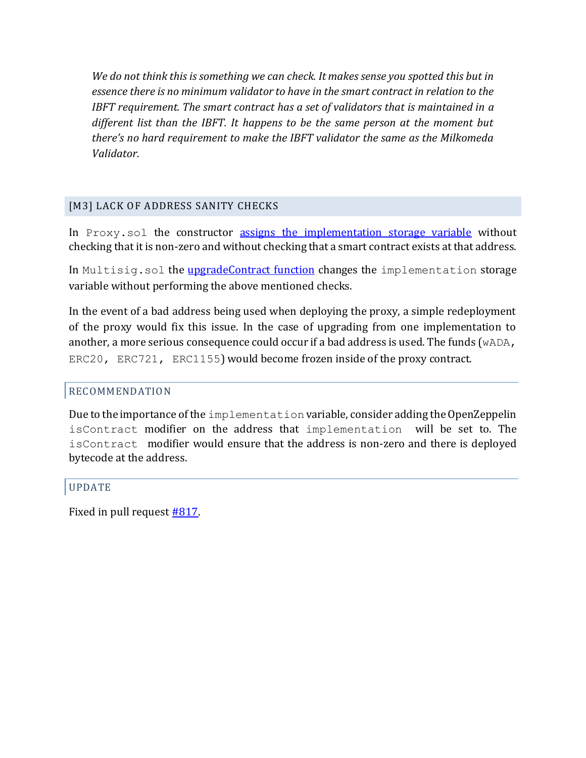*We do not think this is something we can check. It makes sense you spotted this but in essence there is no minimum validator to have in the smart contract in relation to the IBFT requirement. The smart contract has a set of validators that is maintained in a different list than the IBFT. It happens to be the same person at the moment but there's no hard requirement to make the IBFT validator the same as the Milkomeda Validator.*

## [M3] LACK OF ADDRESS SANITY CHECKS

In `Proxy.sol` the constructor [assigns the implementation storage variable]() without checking that it is non-zero and without checking that a smart contract exists at that address.

In `Multisig.sol` the [upgradeContract function]() changes the `implementation` storage variable without performing the above mentioned checks.

In the event of a bad address being used when deploying the proxy, a simple redeployment of the proxy would fix this issue. In the case of upgrading from one implementation to another, a more serious consequence could occur if a bad address is used. The funds (`wADA`, `ERC20`, `ERC721`, `ERC1155`) would become frozen inside of the proxy contract.

### RECOMMENDATION

Due to the importance of the `implementation` variable, consider adding the OpenZeppelin `isContract` modifier on the address that `implementation` will be set to. The `isContract` modifier would ensure that the address is non-zero and there is deployed bytecode at the address.

### UPDATE

Fixed in pull request [#817]().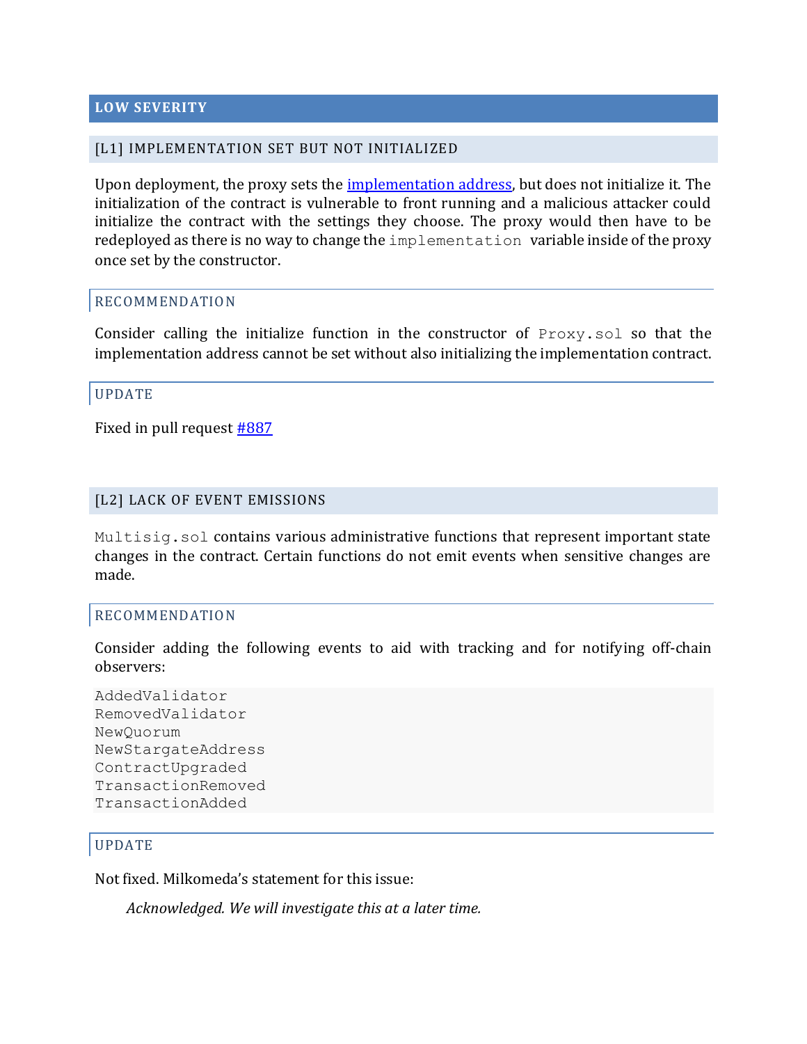## LOW SEVERITY

### [L1] IMPLEMENTATION SET BUT NOT INITIALIZED

Upon deployment, the proxy sets the implementation address, but does not initialize it. The initialization of the contract is vulnerable to front running and a malicious attacker could initialize the contract with the settings they choose. The proxy would then have to be redeployed as there is no way to change the `implementation` variable inside of the proxy once set by the constructor.

#### RECOMMENDATION

Consider calling the initialize function in the constructor of `Proxy.sol` so that the implementation address cannot be set without also initializing the implementation contract.

#### UPDATE

Fixed in pull request #887

### [L2] LACK OF EVENT EMISSIONS

`Multisig.sol` contains various administrative functions that represent important state changes in the contract. Certain functions do not emit events when sensitive changes are made.

#### RECOMMENDATION

Consider adding the following events to aid with tracking and for notifying off-chain observers:

```
AddedValidator
RemovedValidator
NewQuorum
NewStargateAddress
ContractUpgraded
TransactionRemoved
TransactionAdded
```

#### UPDATE

Not fixed. Milkomeda's statement for this issue:

> *Acknowledged. We will investigate this at a later time.*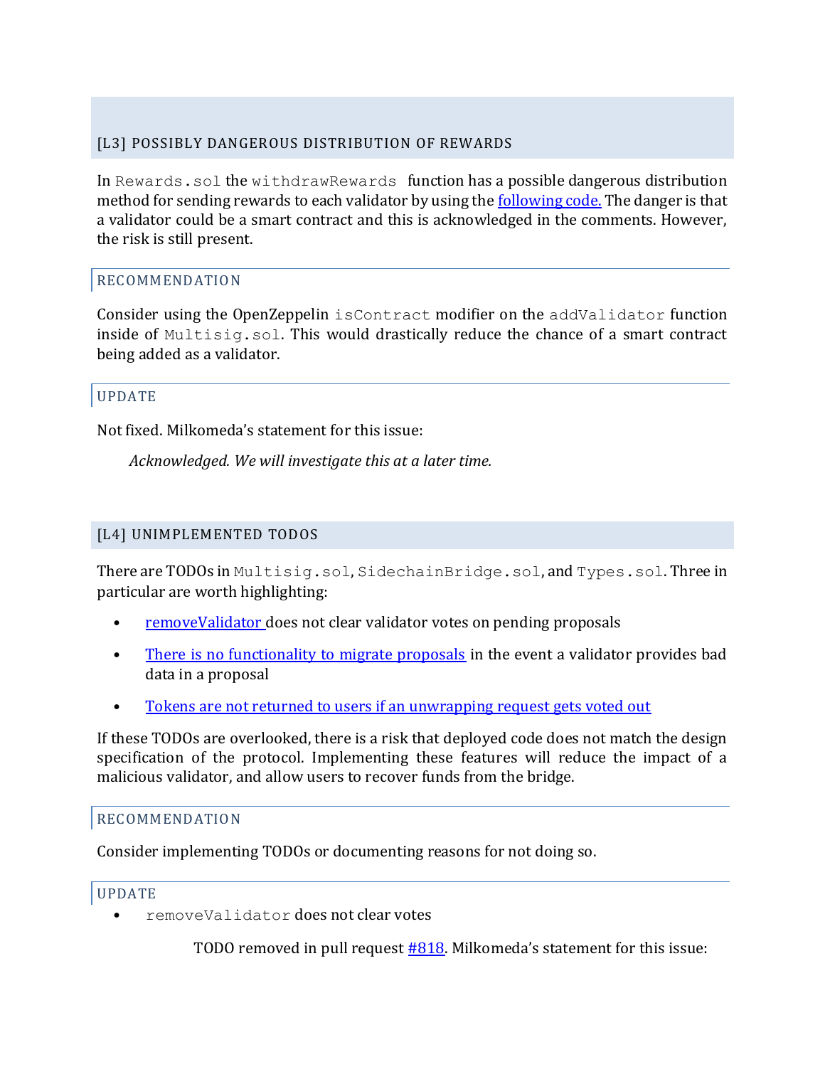## [L3] POSSIBLY DANGEROUS DISTRIBUTION OF REWARDS

In `Rewards.sol` the `withdrawRewards` function has a possible dangerous distribution method for sending rewards to each validator by using the following code. The danger is that a validator could be a smart contract and this is acknowledged in the comments. However, the risk is still present.

### RECOMMENDATION

Consider using the OpenZeppelin `isContract` modifier on the `addValidator` function inside of `Multisig.sol`. This would drastically reduce the chance of a smart contract being added as a validator.

### UPDATE

Not fixed. Milkomeda's statement for this issue:

> *Acknowledged. We will investigate this at a later time.*

## [L4] UNIMPLEMENTED TODOS

There are TODOs in `Multisig.sol`, `SidechainBridge.sol`, and `Types.sol`. Three in particular are worth highlighting:

- removeValidator does not clear validator votes on pending proposals
- There is no functionality to migrate proposals in the event a validator provides bad data in a proposal
- Tokens are not returned to users if an unwrapping request gets voted out

If these TODOs are overlooked, there is a risk that deployed code does not match the design specification of the protocol. Implementing these features will reduce the impact of a malicious validator, and allow users to recover funds from the bridge.

### RECOMMENDATION

Consider implementing TODOs or documenting reasons for not doing so.

### UPDATE

- `removeValidator` does not clear votes

  TODO removed in pull request #818. Milkomeda's statement for this issue: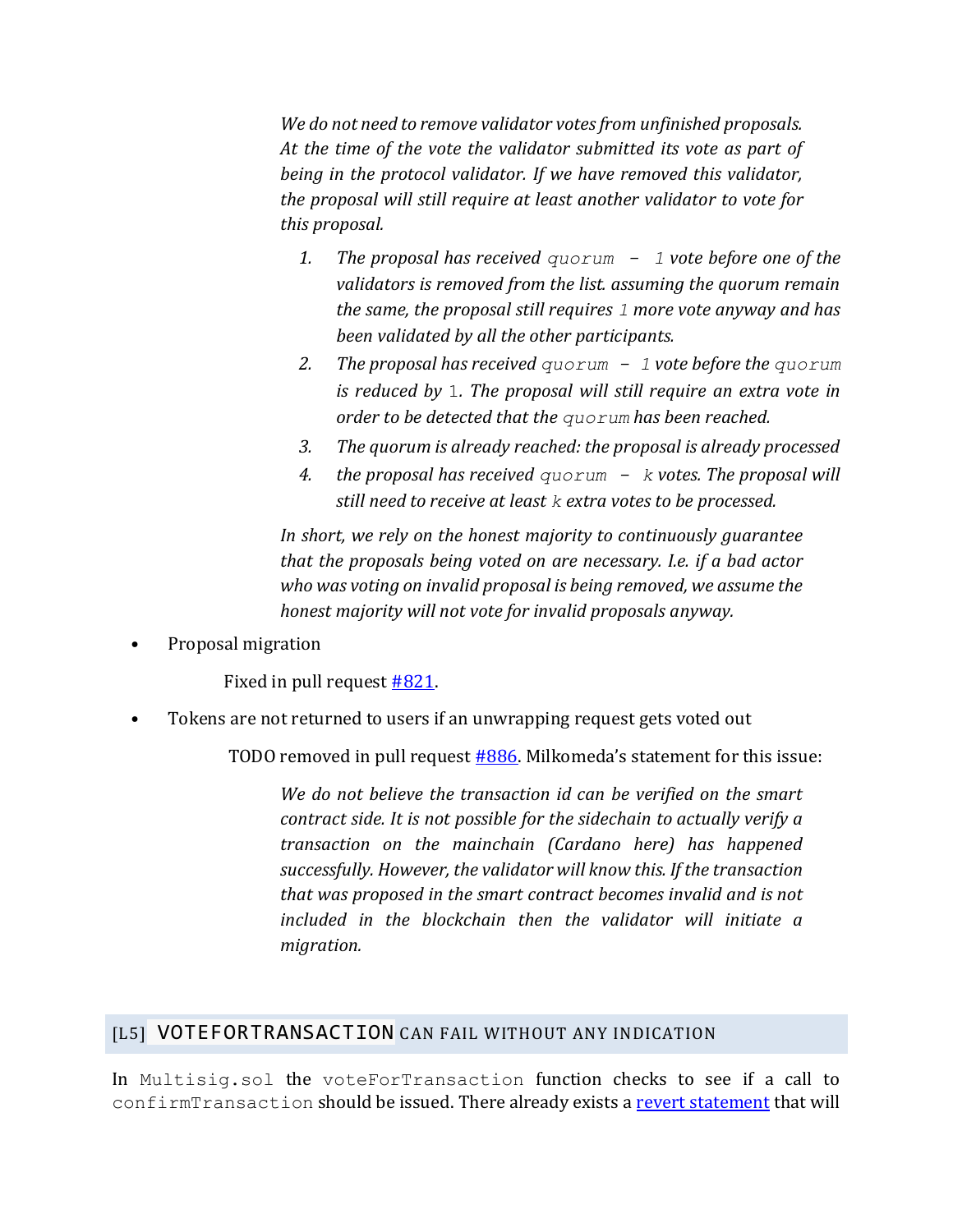*We do not need to remove validator votes from unfinished proposals. At the time of the vote the validator submitted its vote as part of being in the protocol validator. If we have removed this validator, the proposal will still require at least another validator to vote for this proposal.*

1. *The proposal has received `quorum - 1` vote before one of the validators is removed from the list. assuming the quorum remain the same, the proposal still requires `1` more vote anyway and has been validated by all the other participants.*
2. *The proposal has received `quorum - 1` vote before the `quorum` is reduced by `1`. The proposal will still require an extra vote in order to be detected that the `quorum` has been reached.*
3. *The quorum is already reached: the proposal is already processed*
4. *the proposal has received `quorum - k` votes. The proposal will still need to receive at least `k` extra votes to be processed.*

*In short, we rely on the honest majority to continuously guarantee that the proposals being voted on are necessary. I.e. if a bad actor who was voting on invalid proposal is being removed, we assume the honest majority will not vote for invalid proposals anyway.*

- Proposal migration

  Fixed in pull request [#821](#).

- Tokens are not returned to users if an unwrapping request gets voted out

  TODO removed in pull request [#886](#). Milkomeda's statement for this issue:

  > *We do not believe the transaction id can be verified on the smart contract side. It is not possible for the sidechain to actually verify a transaction on the mainchain (Cardano here) has happened successfully. However, the validator will know this. If the transaction that was proposed in the smart contract becomes invalid and is not included in the blockchain then the validator will initiate a migration.*

## [L5] `VOTEFORTRANSACTION` CAN FAIL WITHOUT ANY INDICATION

In `Multisig.sol` the `voteForTransaction` function checks to see if a call to `confirmTransaction` should be issued. There already exists a [revert statement](#) that will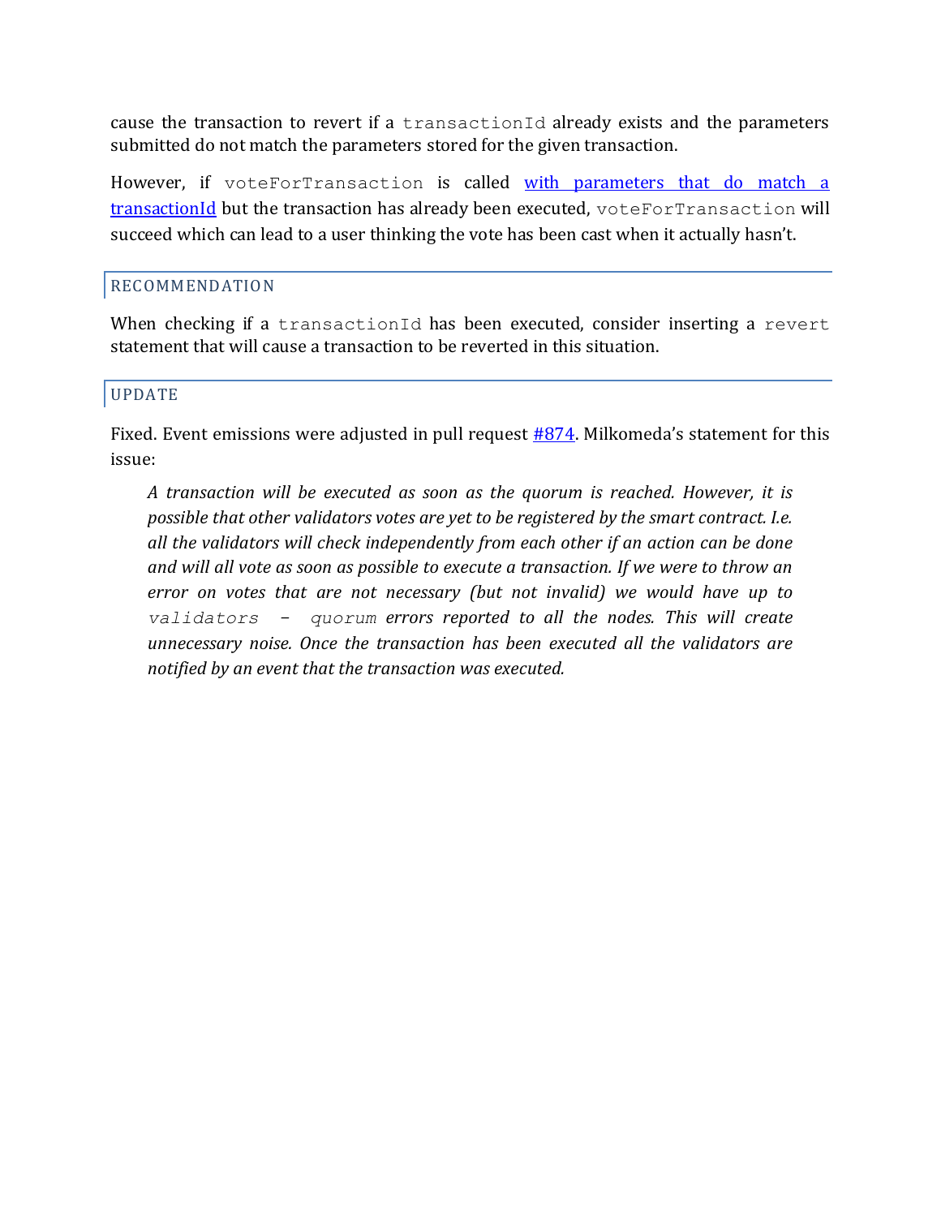cause the transaction to revert if a `transactionId` already exists and the parameters submitted do not match the parameters stored for the given transaction.

However, if `voteForTransaction` is called with parameters that do match a transactionId but the transaction has already been executed, `voteForTransaction` will succeed which can lead to a user thinking the vote has been cast when it actually hasn't.

### RECOMMENDATION

When checking if a `transactionId` has been executed, consider inserting a `revert` statement that will cause a transaction to be reverted in this situation.

### UPDATE

Fixed. Event emissions were adjusted in pull request #874. Milkomeda's statement for this issue:

> *A transaction will be executed as soon as the quorum is reached. However, it is possible that other validators votes are yet to be registered by the smart contract. I.e. all the validators will check independently from each other if an action can be done and will all vote as soon as possible to execute a transaction. If we were to throw an error on votes that are not necessary (but not invalid) we would have up to `validators - quorum` errors reported to all the nodes. This will create unnecessary noise. Once the transaction has been executed all the validators are notified by an event that the transaction was executed.*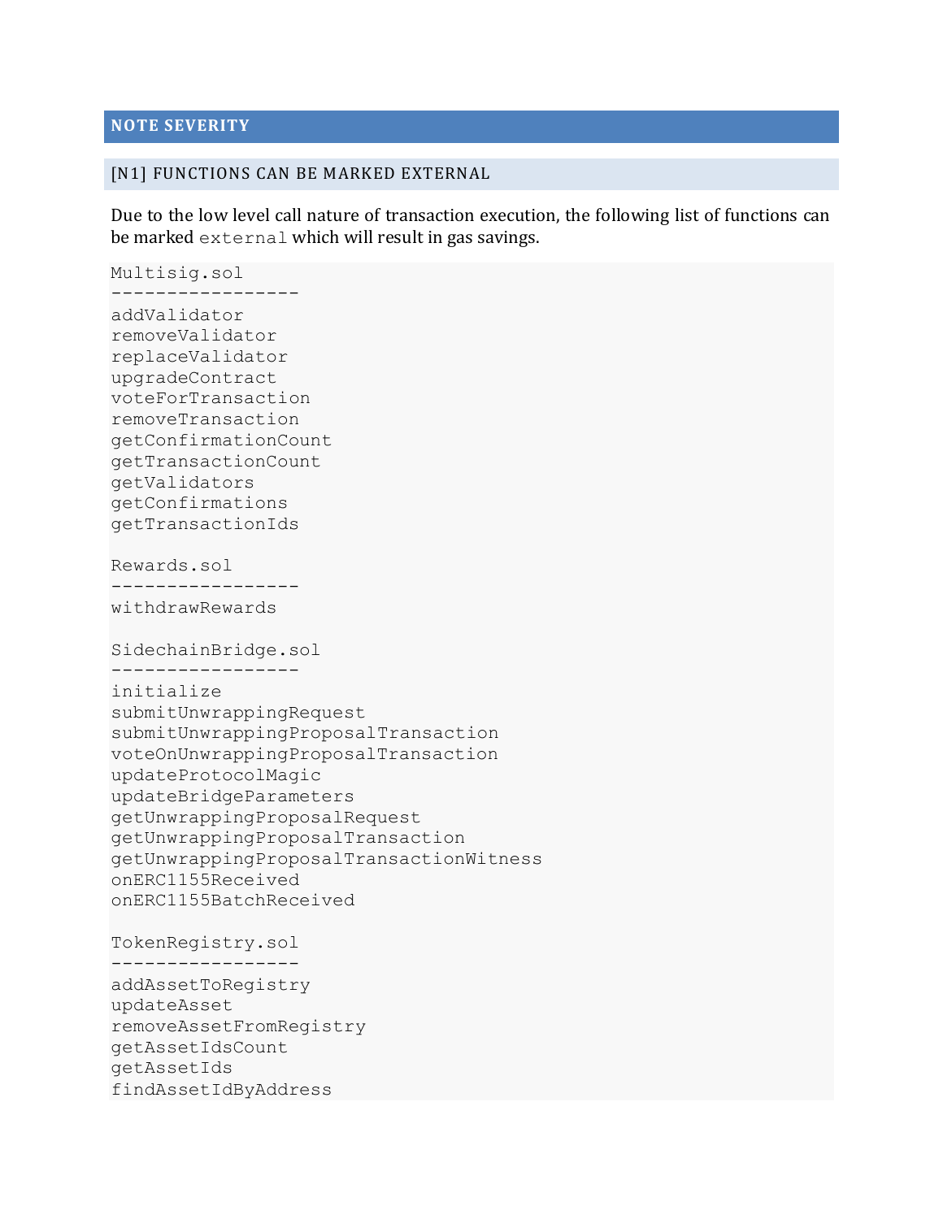## NOTE SEVERITY

### [N1] FUNCTIONS CAN BE MARKED EXTERNAL

Due to the low level call nature of transaction execution, the following list of functions can be marked `external` which will result in gas savings.

```
Multisig.sol
-----------------
addValidator
removeValidator
replaceValidator
upgradeContract
voteForTransaction
removeTransaction
getConfirmationCount
getTransactionCount
getValidators
getConfirmations
getTransactionIds

Rewards.sol
-----------------
withdrawRewards

SidechainBridge.sol
-----------------
initialize
submitUnwrappingRequest
submitUnwrappingProposalTransaction
voteOnUnwrappingProposalTransaction
updateProtocolMagic
updateBridgeParameters
getUnwrappingProposalRequest
getUnwrappingProposalTransaction
getUnwrappingProposalTransactionWitness
onERC1155Received
onERC1155BatchReceived

TokenRegistry.sol
-----------------
addAssetToRegistry
updateAsset
removeAssetFromRegistry
getAssetIdsCount
getAssetIds
findAssetIdByAddress
```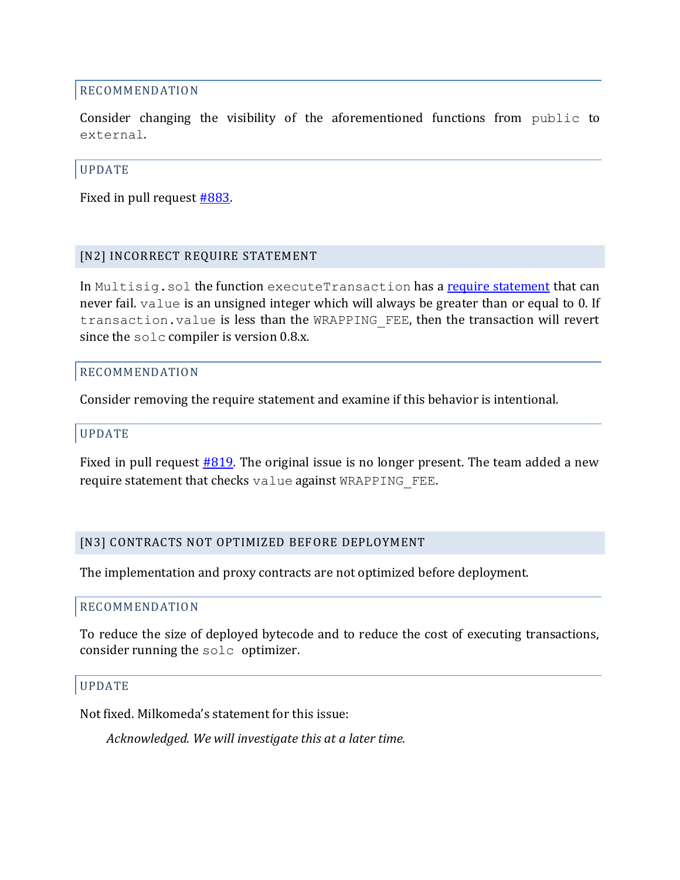#### RECOMMENDATION

Consider changing the visibility of the aforementioned functions from `public` to `external`.

#### UPDATE

Fixed in pull request [#883](#).

### [N2] INCORRECT REQUIRE STATEMENT

In `Multisig.sol` the function `executeTransaction` has a [require statement](#) that can never fail. `value` is an unsigned integer which will always be greater than or equal to 0. If `transaction.value` is less than the `WRAPPING_FEE`, then the transaction will revert since the `solc` compiler is version 0.8.x.

#### RECOMMENDATION

Consider removing the require statement and examine if this behavior is intentional.

#### UPDATE

Fixed in pull request [#819](#). The original issue is no longer present. The team added a new require statement that checks `value` against `WRAPPING_FEE`.

### [N3] CONTRACTS NOT OPTIMIZED BEFORE DEPLOYMENT

The implementation and proxy contracts are not optimized before deployment.

#### RECOMMENDATION

To reduce the size of deployed bytecode and to reduce the cost of executing transactions, consider running the `solc` optimizer.

#### UPDATE

Not fixed. Milkomeda's statement for this issue:

> *Acknowledged. We will investigate this at a later time.*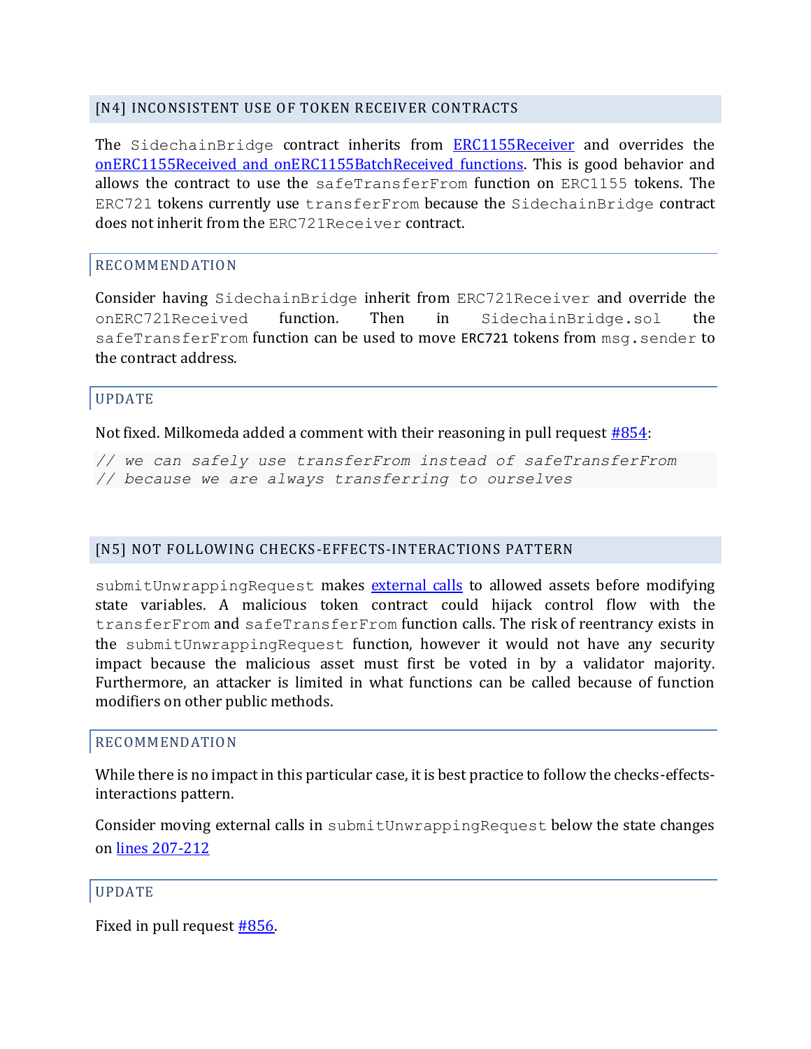## [N4] INCONSISTENT USE OF TOKEN RECEIVER CONTRACTS

The `SidechainBridge` contract inherits from ERC1155Receiver and overrides the onERC1155Received and onERC1155BatchReceived functions. This is good behavior and allows the contract to use the `safeTransferFrom` function on `ERC1155` tokens. The `ERC721` tokens currently use `transferFrom` because the `SidechainBridge` contract does not inherit from the `ERC721Receiver` contract.

### RECOMMENDATION

Consider having `SidechainBridge` inherit from `ERC721Receiver` and override the `onERC721Received` function. Then in `SidechainBridge.sol` the `safeTransferFrom` function can be used to move `ERC721` tokens from `msg.sender` to the contract address.

### UPDATE

Not fixed. Milkomeda added a comment with their reasoning in pull request #854:

```
// we can safely use transferFrom instead of safeTransferFrom
// because we are always transferring to ourselves
```

## [N5] NOT FOLLOWING CHECKS-EFFECTS-INTERACTIONS PATTERN

`submitUnwrappingRequest` makes external calls to allowed assets before modifying state variables. A malicious token contract could hijack control flow with the `transferFrom` and `safeTransferFrom` function calls. The risk of reentrancy exists in the `submitUnwrappingRequest` function, however it would not have any security impact because the malicious asset must first be voted in by a validator majority. Furthermore, an attacker is limited in what functions can be called because of function modifiers on other public methods.

### RECOMMENDATION

While there is no impact in this particular case, it is best practice to follow the checks-effects-interactions pattern.

Consider moving external calls in `submitUnwrappingRequest` below the state changes on lines 207-212

### UPDATE

Fixed in pull request #856.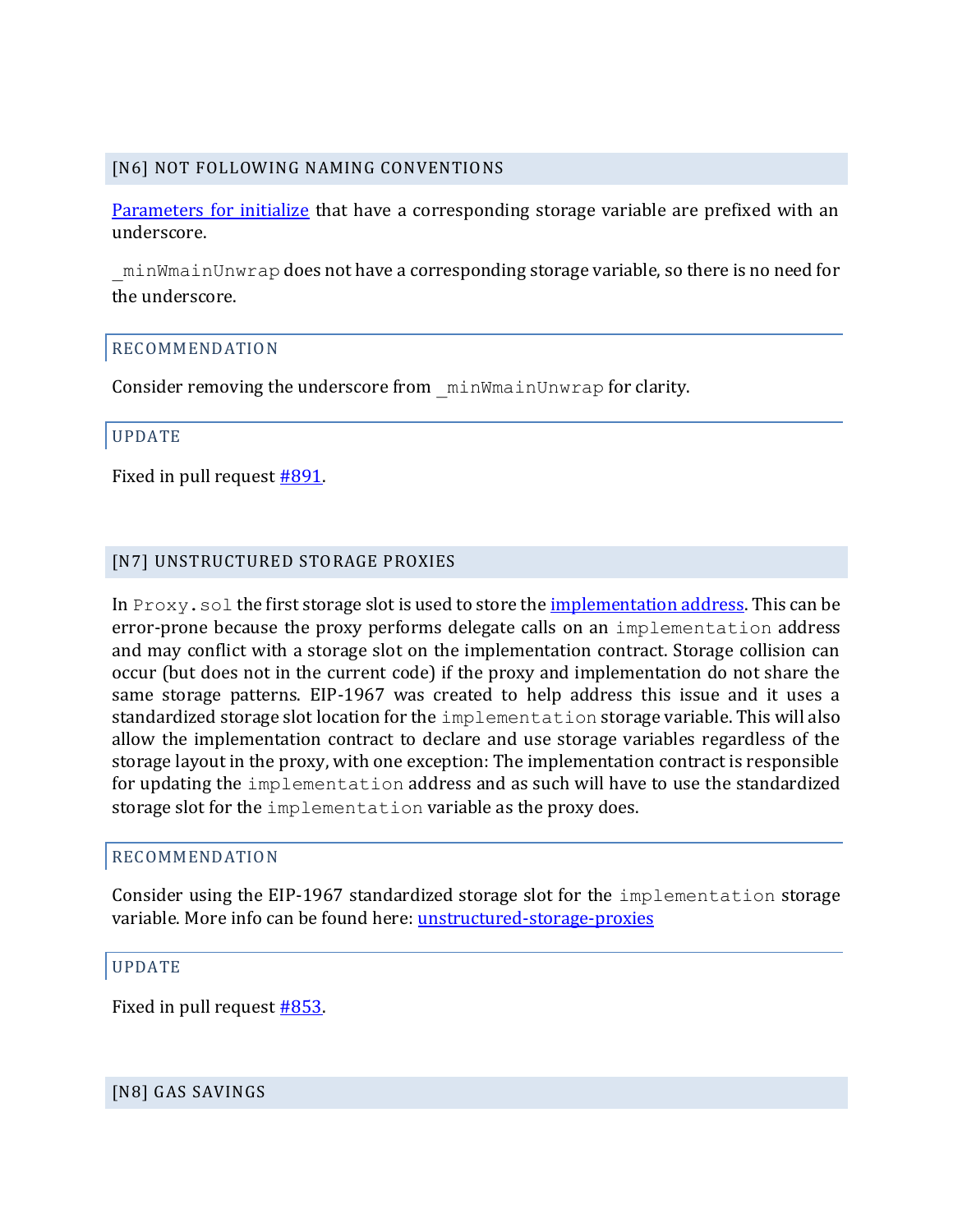## [N6] NOT FOLLOWING NAMING CONVENTIONS

Parameters for initialize that have a corresponding storage variable are prefixed with an underscore.

`_minWmainUnwrap` does not have a corresponding storage variable, so there is no need for the underscore.

### RECOMMENDATION

Consider removing the underscore from `_minWmainUnwrap` for clarity.

### UPDATE

Fixed in pull request #891.

## [N7] UNSTRUCTURED STORAGE PROXIES

In `Proxy.sol` the first storage slot is used to store the implementation address. This can be error-prone because the proxy performs delegate calls on an `implementation` address and may conflict with a storage slot on the implementation contract. Storage collision can occur (but does not in the current code) if the proxy and implementation do not share the same storage patterns. EIP-1967 was created to help address this issue and it uses a standardized storage slot location for the `implementation` storage variable. This will also allow the implementation contract to declare and use storage variables regardless of the storage layout in the proxy, with one exception: The implementation contract is responsible for updating the `implementation` address and as such will have to use the standardized storage slot for the `implementation` variable as the proxy does.

### RECOMMENDATION

Consider using the EIP-1967 standardized storage slot for the `implementation` storage variable. More info can be found here: unstructured-storage-proxies

### UPDATE

Fixed in pull request #853.

## [N8] GAS SAVINGS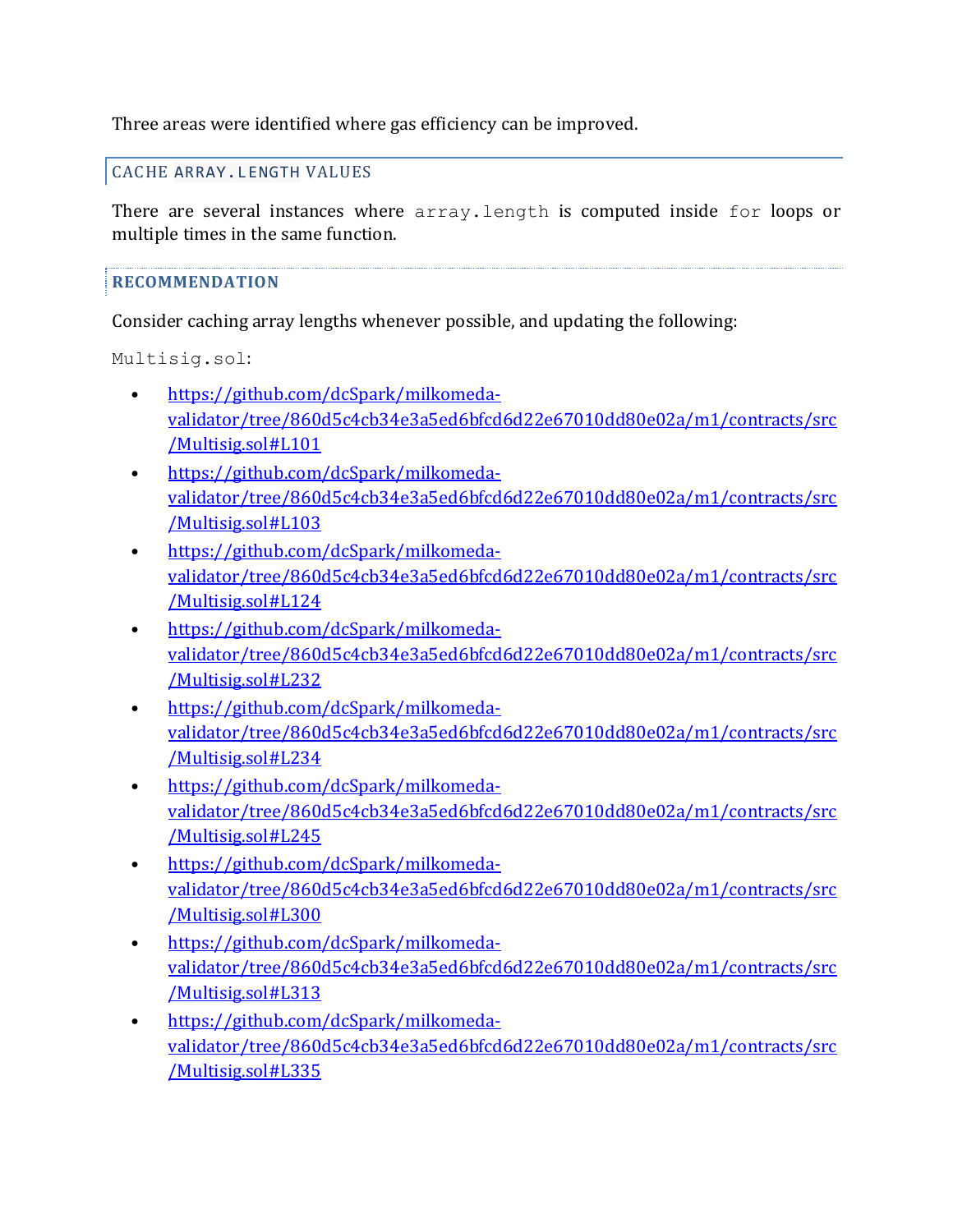Three areas were identified where gas efficiency can be improved.

## CACHE ARRAY.LENGTH VALUES

There are several instances where `array.length` is computed inside `for` loops or multiple times in the same function.

### RECOMMENDATION

Consider caching array lengths whenever possible, and updating the following:

`Multisig.sol`:

- https://github.com/dcSpark/milkomeda-validator/tree/860d5c4cb34e3a5ed6bfcd6d22e67010dd80e02a/m1/contracts/src/Multisig.sol#L101
- https://github.com/dcSpark/milkomeda-validator/tree/860d5c4cb34e3a5ed6bfcd6d22e67010dd80e02a/m1/contracts/src/Multisig.sol#L103
- https://github.com/dcSpark/milkomeda-validator/tree/860d5c4cb34e3a5ed6bfcd6d22e67010dd80e02a/m1/contracts/src/Multisig.sol#L124
- https://github.com/dcSpark/milkomeda-validator/tree/860d5c4cb34e3a5ed6bfcd6d22e67010dd80e02a/m1/contracts/src/Multisig.sol#L232
- https://github.com/dcSpark/milkomeda-validator/tree/860d5c4cb34e3a5ed6bfcd6d22e67010dd80e02a/m1/contracts/src/Multisig.sol#L234
- https://github.com/dcSpark/milkomeda-validator/tree/860d5c4cb34e3a5ed6bfcd6d22e67010dd80e02a/m1/contracts/src/Multisig.sol#L245
- https://github.com/dcSpark/milkomeda-validator/tree/860d5c4cb34e3a5ed6bfcd6d22e67010dd80e02a/m1/contracts/src/Multisig.sol#L300
- https://github.com/dcSpark/milkomeda-validator/tree/860d5c4cb34e3a5ed6bfcd6d22e67010dd80e02a/m1/contracts/src/Multisig.sol#L313
- https://github.com/dcSpark/milkomeda-validator/tree/860d5c4cb34e3a5ed6bfcd6d22e67010dd80e02a/m1/contracts/src/Multisig.sol#L335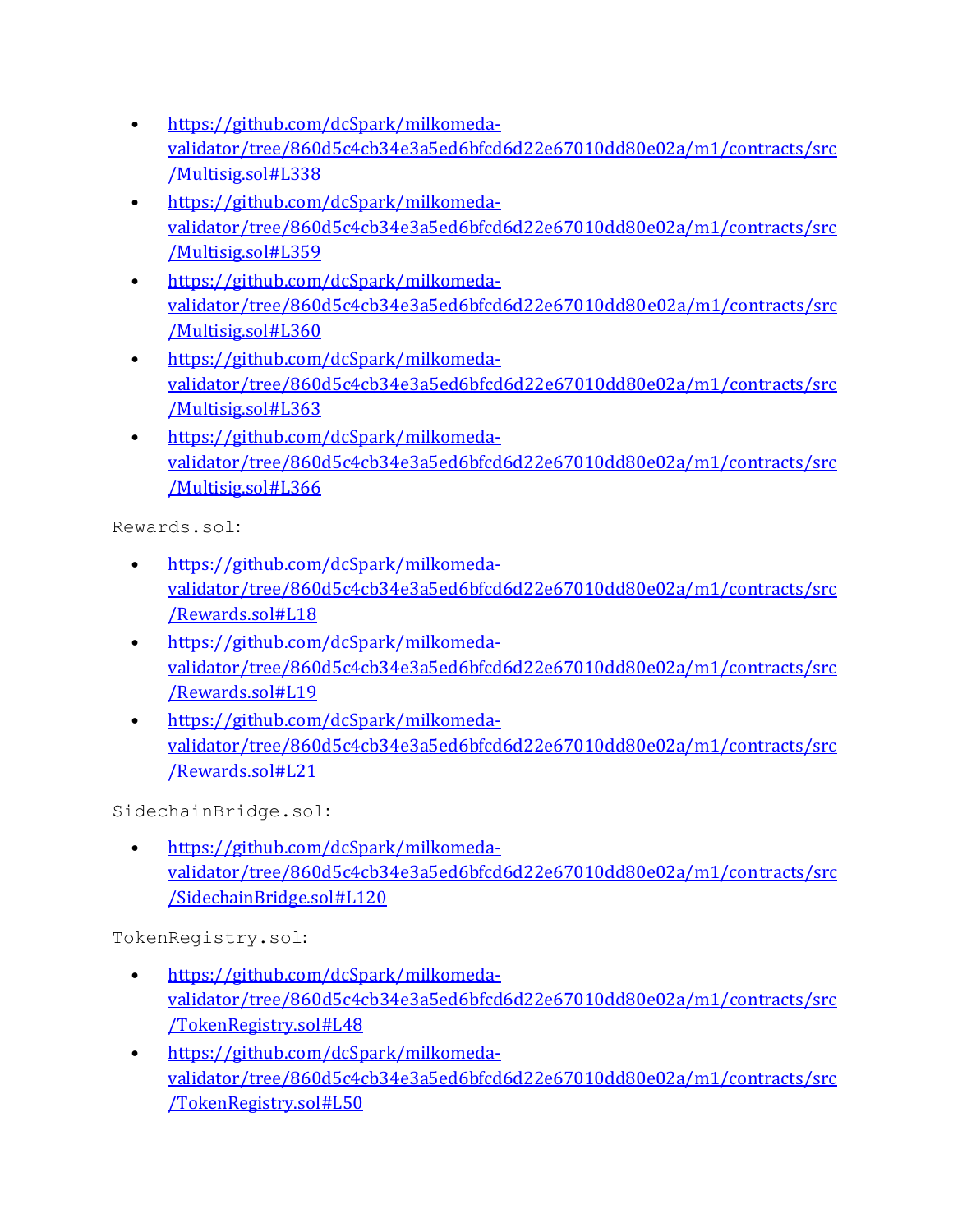- https://github.com/dcSpark/milkomeda-validator/tree/860d5c4cb34e3a5ed6bfcd6d22e67010dd80e02a/m1/contracts/src/Multisig.sol#L338
- https://github.com/dcSpark/milkomeda-validator/tree/860d5c4cb34e3a5ed6bfcd6d22e67010dd80e02a/m1/contracts/src/Multisig.sol#L359
- https://github.com/dcSpark/milkomeda-validator/tree/860d5c4cb34e3a5ed6bfcd6d22e67010dd80e02a/m1/contracts/src/Multisig.sol#L360
- https://github.com/dcSpark/milkomeda-validator/tree/860d5c4cb34e3a5ed6bfcd6d22e67010dd80e02a/m1/contracts/src/Multisig.sol#L363
- https://github.com/dcSpark/milkomeda-validator/tree/860d5c4cb34e3a5ed6bfcd6d22e67010dd80e02a/m1/contracts/src/Multisig.sol#L366

`Rewards.sol`:

- https://github.com/dcSpark/milkomeda-validator/tree/860d5c4cb34e3a5ed6bfcd6d22e67010dd80e02a/m1/contracts/src/Rewards.sol#L18
- https://github.com/dcSpark/milkomeda-validator/tree/860d5c4cb34e3a5ed6bfcd6d22e67010dd80e02a/m1/contracts/src/Rewards.sol#L19
- https://github.com/dcSpark/milkomeda-validator/tree/860d5c4cb34e3a5ed6bfcd6d22e67010dd80e02a/m1/contracts/src/Rewards.sol#L21

`SidechainBridge.sol`:

- https://github.com/dcSpark/milkomeda-validator/tree/860d5c4cb34e3a5ed6bfcd6d22e67010dd80e02a/m1/contracts/src/SidechainBridge.sol#L120

`TokenRegistry.sol`:

- https://github.com/dcSpark/milkomeda-validator/tree/860d5c4cb34e3a5ed6bfcd6d22e67010dd80e02a/m1/contracts/src/TokenRegistry.sol#L48
- https://github.com/dcSpark/milkomeda-validator/tree/860d5c4cb34e3a5ed6bfcd6d22e67010dd80e02a/m1/contracts/src/TokenRegistry.sol#L50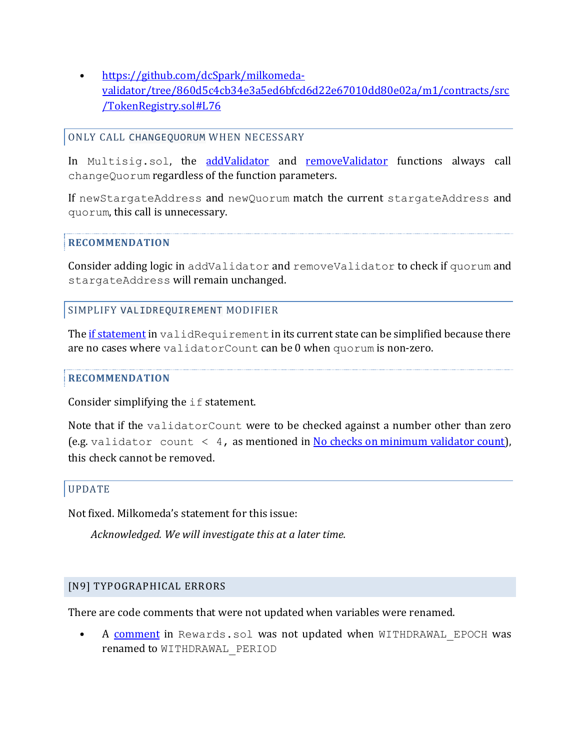- https://github.com/dcSpark/milkomeda-validator/tree/860d5c4cb34e3a5ed6bfcd6d22e67010dd80e02a/m1/contracts/src/TokenRegistry.sol#L76

#### ONLY CALL `CHANGEQUORUM` WHEN NECESSARY

In `Multisig.sol`, the addValidator and removeValidator functions always call `changeQuorum` regardless of the function parameters.

If `newStargateAddress` and `newQuorum` match the current `stargateAddress` and `quorum`, this call is unnecessary.

##### RECOMMENDATION

Consider adding logic in `addValidator` and `removeValidator` to check if `quorum` and `stargateAddress` will remain unchanged.

#### SIMPLIFY `VALIDREQUIREMENT` MODIFIER

The if statement in `validRequirement` in its current state can be simplified because there are no cases where `validatorCount` can be 0 when `quorum` is non-zero.

##### RECOMMENDATION

Consider simplifying the `if` statement.

Note that if the `validatorCount` were to be checked against a number other than zero (e.g. `validator count < 4`, as mentioned in No checks on minimum validator count), this check cannot be removed.

#### UPDATE

Not fixed. Milkomeda's statement for this issue:

> *Acknowledged. We will investigate this at a later time.*

### [N9] TYPOGRAPHICAL ERRORS

There are code comments that were not updated when variables were renamed.

- A comment in `Rewards.sol` was not updated when `WITHDRAWAL_EPOCH` was renamed to `WITHDRAWAL_PERIOD`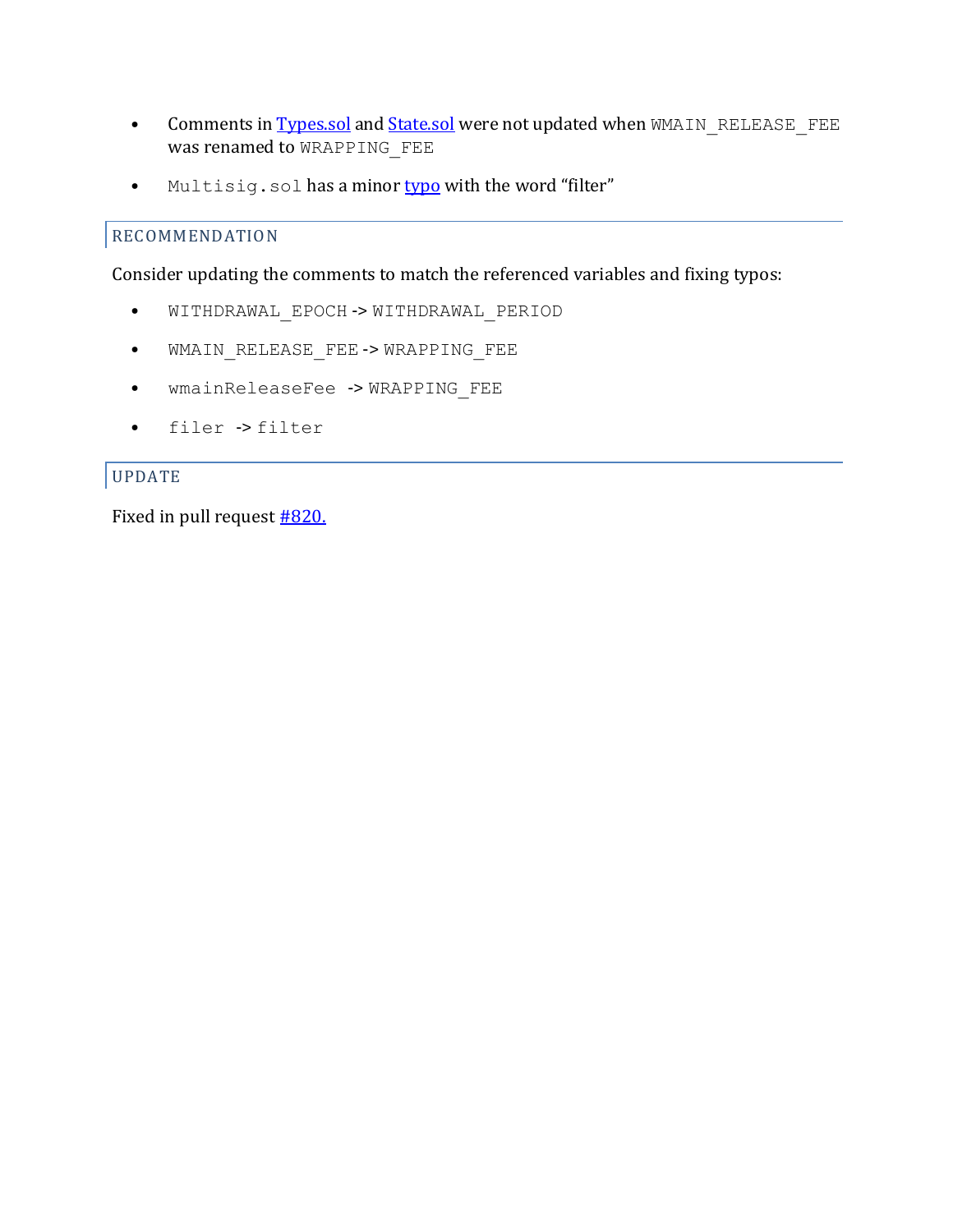- Comments in Types.sol and State.sol were not updated when `WMAIN_RELEASE_FEE` was renamed to `WRAPPING_FEE`
- `Multisig.sol` has a minor typo with the word "filter"

### RECOMMENDATION

Consider updating the comments to match the referenced variables and fixing typos:

- `WITHDRAWAL_EPOCH` -> `WITHDRAWAL_PERIOD`
- `WMAIN_RELEASE_FEE` -> `WRAPPING_FEE`
- `wmainReleaseFee` -> `WRAPPING_FEE`
- `filer` -> `filter`

### UPDATE

Fixed in pull request #820.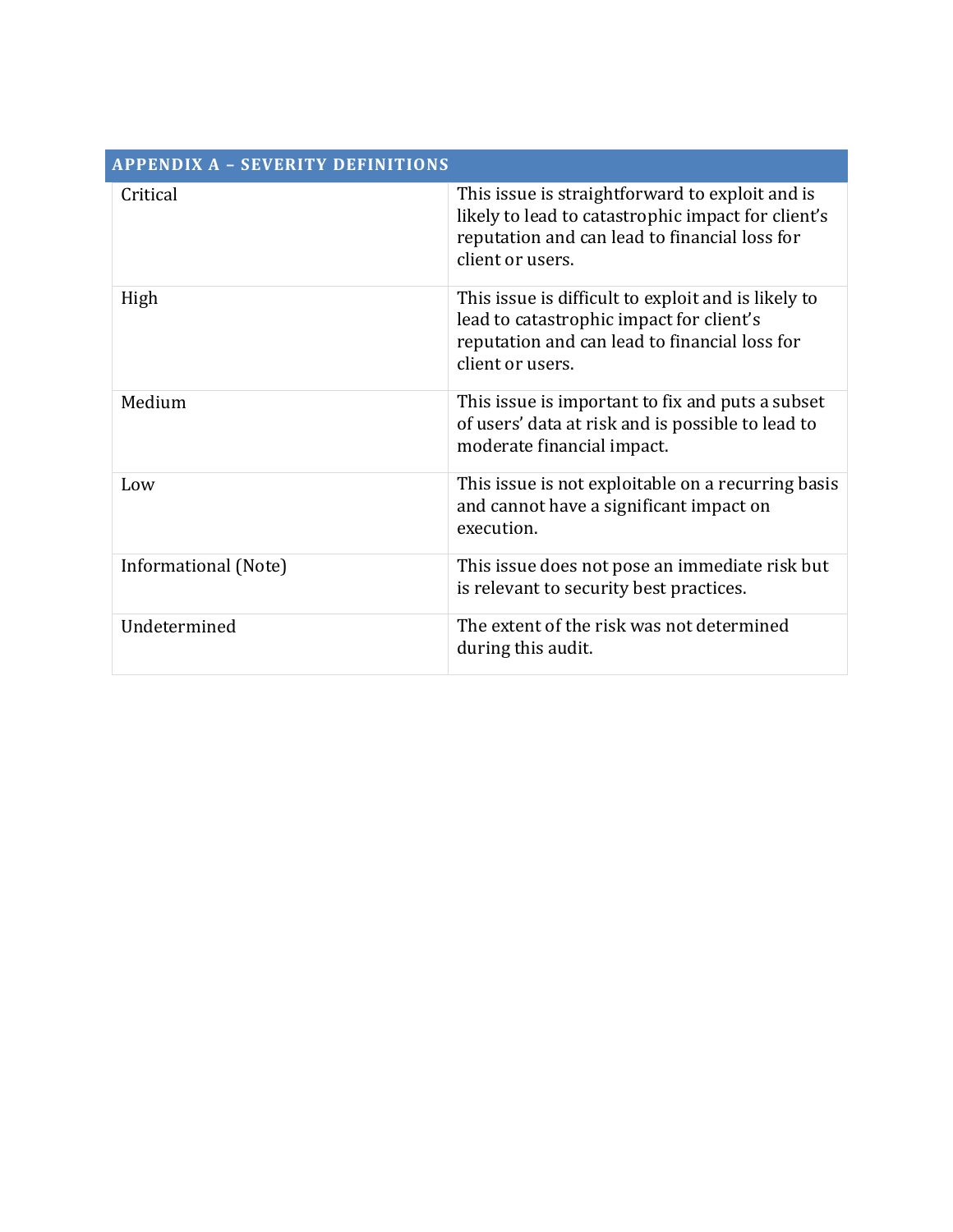| APPENDIX A – SEVERITY DEFINITIONS | |
|---|---|
| Critical | This issue is straightforward to exploit and is likely to lead to catastrophic impact for client's reputation and can lead to financial loss for client or users. |
| High | This issue is difficult to exploit and is likely to lead to catastrophic impact for client's reputation and can lead to financial loss for client or users. |
| Medium | This issue is important to fix and puts a subset of users' data at risk and is possible to lead to moderate financial impact. |
| Low | This issue is not exploitable on a recurring basis and cannot have a significant impact on execution. |
| Informational (Note) | This issue does not pose an immediate risk but is relevant to security best practices. |
| Undetermined | The extent of the risk was not determined during this audit. |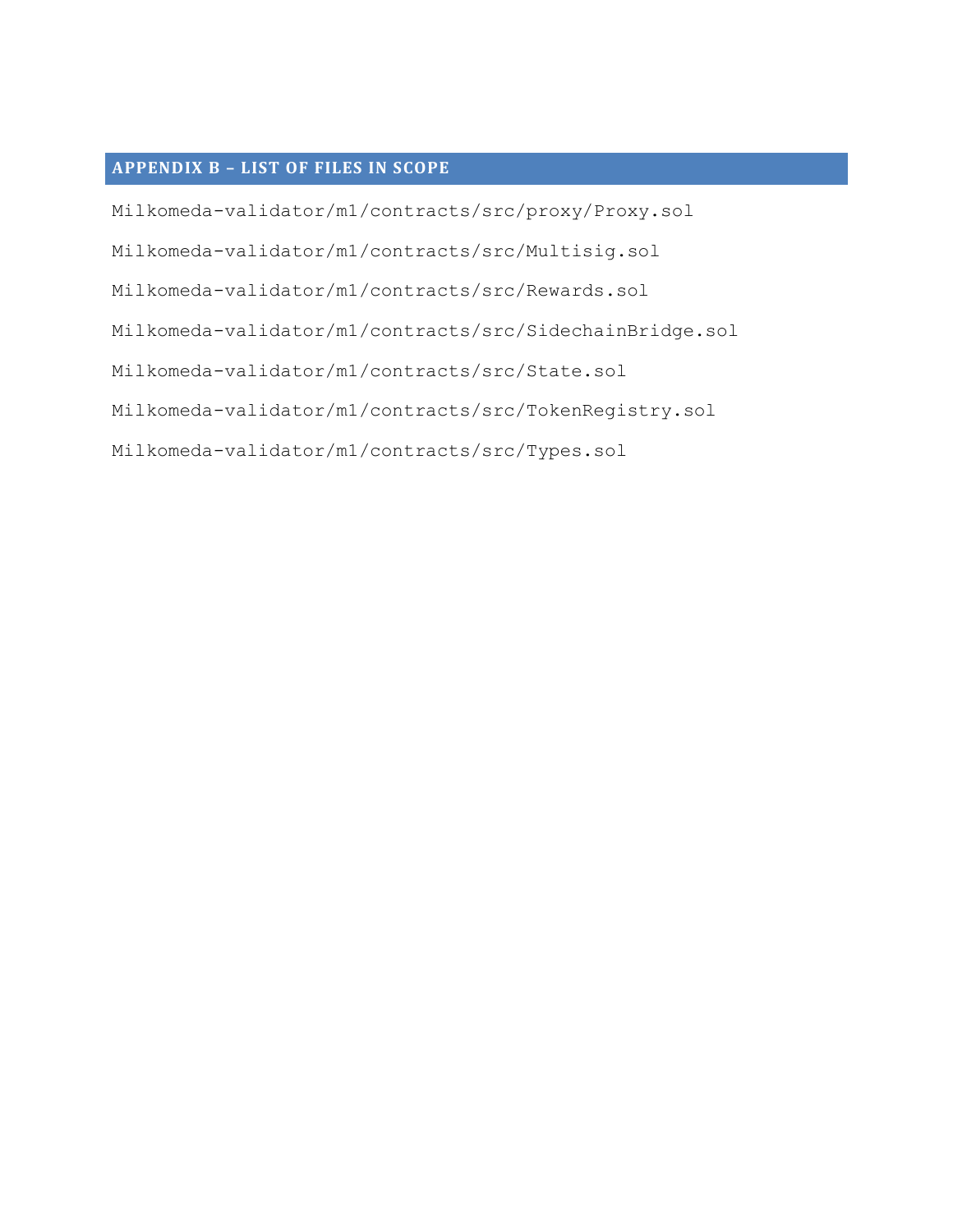## APPENDIX B – LIST OF FILES IN SCOPE

```
Milkomeda-validator/m1/contracts/src/proxy/Proxy.sol

Milkomeda-validator/m1/contracts/src/Multisig.sol

Milkomeda-validator/m1/contracts/src/Rewards.sol

Milkomeda-validator/m1/contracts/src/SidechainBridge.sol

Milkomeda-validator/m1/contracts/src/State.sol

Milkomeda-validator/m1/contracts/src/TokenRegistry.sol

Milkomeda-validator/m1/contracts/src/Types.sol
```